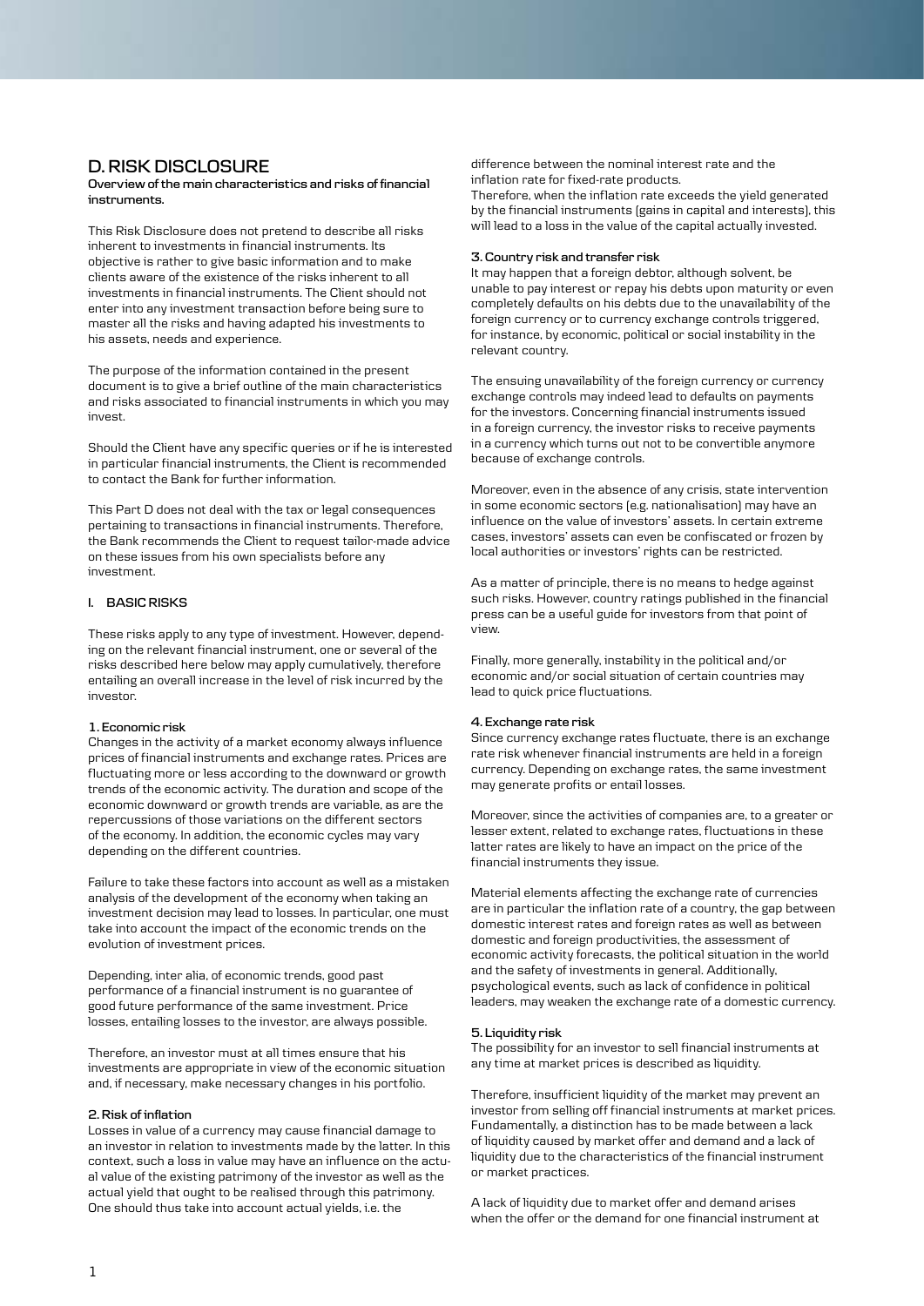# D. RISK DISCLOSURE

**Overview of the main characteristics and risks of financial instruments.**

This Risk Disclosure does not pretend to describe all risks inherent to investments in financial instruments. Its objective is rather to give basic information and to make clients aware of the existence of the risks inherent to all investments in financial instruments. The Client should not enter into any investment transaction before being sure to master all the risks and having adapted his investments to his assets, needs and experience.

The purpose of the information contained in the present document is to give a brief outline of the main characteristics and risks associated to financial instruments in which you may invest.

Should the Client have any specific queries or if he is interested in particular financial instruments, the Client is recommended to contact the Bank for further information.

This Part D does not deal with the tax or legal consequences pertaining to transactions in financial instruments. Therefore, the Bank recommends the Client to request tailor-made advice on these issues from his own specialists before any investment.

## I. BASIC RISKS

These risks apply to any type of investment. However, depending on the relevant financial instrument, one or several of the risks described here below may apply cumulatively, therefore entailing an overall increase in the level of risk incurred by the investor.

### 1. Economic risk

Changes in the activity of a market economy always influence prices of financial instruments and exchange rates. Prices are fluctuating more or less according to the downward or growth trends of the economic activity. The duration and scope of the economic downward or growth trends are variable, as are the repercussions of those variations on the different sectors of the economy. In addition, the economic cycles may vary depending on the different countries.

Failure to take these factors into account as well as a mistaken analysis of the development of the economy when taking an investment decision may lead to losses. In particular, one must take into account the impact of the economic trends on the evolution of investment prices.

Depending, inter alia, of economic trends, good past performance of a financial instrument is no guarantee of good future performance of the same investment. Price losses, entailing losses to the investor, are always possible.

Therefore, an investor must at all times ensure that his investments are appropriate in view of the economic situation and, if necessary, make necessary changes in his portfolio.

### 2. Risk of inflation

Losses in value of a currency may cause financial damage to an investor in relation to investments made by the latter. In this context, such a loss in value may have an influence on the actual value of the existing patrimony of the investor as well as the actual yield that ought to be realised through this patrimony. One should thus take into account actual yields, i.e. the difference between the nominal interest rate and the inflation rate for fixed-rate products.

Therefore, when the inflation rate exceeds the yield generated by the financial instruments (gains in capital and interests), this will lead to a loss in the value of the capital actually invested.

### 3. Country risk and transfer risk

It may happen that a foreign debtor, although solvent, be unable to pay interest or repay his debts upon maturity or even completely defaults on his debts due to the unavailability of the foreign currency or to currency exchange controls triggered, for instance, by economic, political or social instability in the relevant country.

The ensuing unavailability of the foreign currency or currency exchange controls may indeed lead to defaults on payments for the investors. Concerning financial instruments issued in a foreign currency, the investor risks to receive payments in a currency which turns out not to be convertible anymore because of exchange controls.

Moreover, even in the absence of any crisis, state intervention in some economic sectors (e.g. nationalisation) may have an influence on the value of investors' assets. In certain extreme cases, investors' assets can even be confiscated or frozen by local authorities or investors' rights can be restricted.

As a matter of principle, there is no means to hedge against such risks. However, country ratings published in the financial press can be a useful guide for investors from that point of view.

Finally, more generally, instability in the political and/or economic and/or social situation of certain countries may lead to quick price fluctuations.

### 4. Exchange rate risk

Since currency exchange rates fluctuate, there is an exchange rate risk whenever financial instruments are held in a foreign currency. Depending on exchange rates, the same investment may generate profits or entail losses.

Moreover, since the activities of companies are, to a greater or lesser extent, related to exchange rates, fluctuations in these latter rates are likely to have an impact on the price of the financial instruments they issue.

Material elements affecting the exchange rate of currencies are in particular the inflation rate of a country, the gap between domestic interest rates and foreign rates as well as between domestic and foreign productivities, the assessment of economic activity forecasts, the political situation in the world and the safety of investments in general. Additionally, psychological events, such as lack of confidence in political leaders, may weaken the exchange rate of a domestic currency.

### 5. Liquidity risk

The possibility for an investor to sell financial instruments at any time at market prices is described as liquidity.

Therefore, insufficient liquidity of the market may prevent an investor from selling off financial instruments at market prices. Fundamentally, a distinction has to be made between a lack of liquidity caused by market offer and demand and a lack of liquidity due to the characteristics of the financial instrument or market practices.

A lack of liquidity due to market offer and demand arises when the offer or the demand for one financial instrument at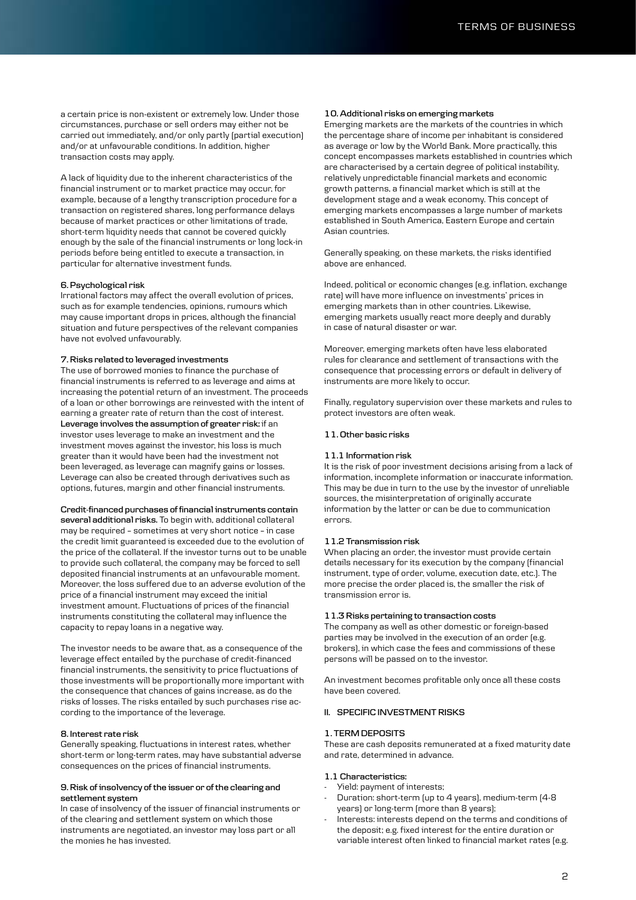a certain price is non-existent or extremely low. Under those circumstances, purchase or sell orders may either not be carried out immediately, and/or only partly (partial execution) and/or at unfavourable conditions. In addition, higher transaction costs may apply.

A lack of liquidity due to the inherent characteristics of the financial instrument or to market practice may occur, for example, because of a lengthy transcription procedure for a transaction on registered shares, long performance delays because of market practices or other limitations of trade, short-term liquidity needs that cannot be covered quickly enough by the sale of the financial instruments or long lock-in periods before being entitled to execute a transaction, in particular for alternative investment funds.

#### 6. Psychological risk

Irrational factors may affect the overall evolution of prices, such as for example tendencies, opinions, rumours which may cause important drops in prices, although the financial situation and future perspectives of the relevant companies have not evolved unfavourably.

#### 7. Risks related to leveraged investments

The use of borrowed monies to finance the purchase of financial instruments is referred to as leverage and aims at increasing the potential return of an investment. The proceeds of a loan or other borrowings are reinvested with the intent of earning a greater rate of return than the cost of interest. **Leverage involves the assumption of greater risk:** if an investor uses leverage to make an investment and the investment moves against the investor, his loss is much greater than it would have been had the investment not been leveraged, as leverage can magnify gains or losses. Leverage can also be created through derivatives such as options, futures, margin and other financial instruments.

**Credit-financed purchases of financial instruments contain several additional risks.** To begin with, additional collateral may be required – sometimes at very short notice – in case the credit limit guaranteed is exceeded due to the evolution of the price of the collateral. If the investor turns out to be unable to provide such collateral, the company may be forced to sell deposited financial instruments at an unfavourable moment. Moreover, the loss suffered due to an adverse evolution of the price of a financial instrument may exceed the initial investment amount. Fluctuations of prices of the financial instruments constituting the collateral may influence the capacity to repay loans in a negative way.

The investor needs to be aware that, as a consequence of the leverage effect entailed by the purchase of credit-financed financial instruments, the sensitivity to price fluctuations of those investments will be proportionally more important with the consequence that chances of gains increase, as do the risks of losses. The risks entailed by such purchases rise according to the importance of the leverage.

#### 8. Interest rate risk

Generally speaking, fluctuations in interest rates, whether short-term or long-term rates, may have substantial adverse consequences on the prices of financial instruments.

#### 9. Risk of insolvency of the issuer or of the clearing and settlement system

In case of insolvency of the issuer of financial instruments or of the clearing and settlement system on which those instruments are negotiated, an investor may loss part or all the monies he has invested.

#### 10. Additional risks on emerging markets

Emerging markets are the markets of the countries in which the percentage share of income per inhabitant is considered as average or low by the World Bank. More practically, this concept encompasses markets established in countries which are characterised by a certain degree of political instability, relatively unpredictable financial markets and economic growth patterns, a financial market which is still at the development stage and a weak economy. This concept of emerging markets encompasses a large number of markets established in South America, Eastern Europe and certain Asian countries.

Generally speaking, on these markets, the risks identified above are enhanced.

Indeed, political or economic changes (e.g. inflation, exchange rate) will have more influence on investments' prices in emerging markets than in other countries. Likewise, emerging markets usually react more deeply and durably in case of natural disaster or war.

Moreover, emerging markets often have less elaborated rules for clearance and settlement of transactions with the consequence that processing errors or default in delivery of instruments are more likely to occur.

Finally, regulatory supervision over these markets and rules to protect investors are often weak.

#### 11. Other basic risks

##### 11.1 Information risk

It is the risk of poor investment decisions arising from a lack of information, incomplete information or inaccurate information. This may be due in turn to the use by the investor of unreliable sources, the misinterpretation of originally accurate information by the latter or can be due to communication errors.

##### 11.2 Transmission risk

When placing an order, the investor must provide certain details necessary for its execution by the company (financial instrument, type of order, volume, execution date, etc.). The more precise the order placed is, the smaller the risk of transmission error is.

##### 11.3 Risks pertaining to transaction costs

The company as well as other domestic or foreign-based parties may be involved in the execution of an order (e.g. brokers), in which case the fees and commissions of these persons will be passed on to the investor.

An investment becomes profitable only once all these costs have been covered.

### II. SPECIFIC INVESTMENT RISKS

#### 1. TERM DEPOSITS

These are cash deposits remunerated at a fixed maturity date and rate, determined in advance.

##### 1.1 Characteristics:

- Yield: payment of interests;
- Duration: short-term (up to 4 years), medium-term (4-8 years) or long-term (more than 8 years);
- Interests: interests depend on the terms and conditions of the deposit; e.g. fixed interest for the entire duration or variable interest often linked to financial market rates (e.g.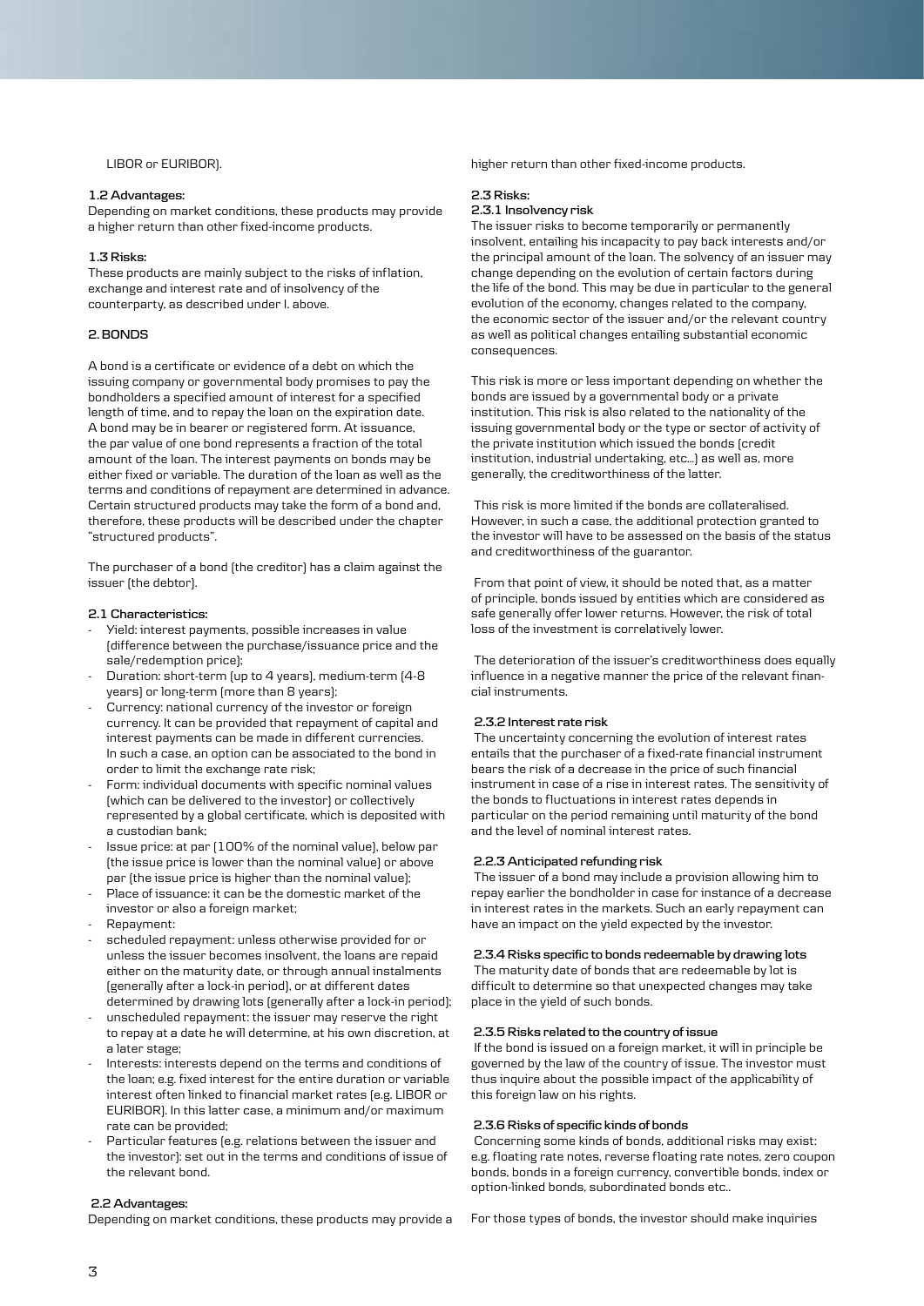LIBOR or EURIBOR).

**1.2 Advantages:**
Depending on market conditions, these products may provide a higher return than other fixed-income products.

**1.3 Risks:**
These products are mainly subject to the risks of inflation, exchange and interest rate and of insolvency of the counterparty, as described under I. above.

## 2. BONDS

A bond is a certificate or evidence of a debt on which the issuing company or governmental body promises to pay the bondholders a specified amount of interest for a specified length of time, and to repay the loan on the expiration date. A bond may be in bearer or registered form. At issuance, the par value of one bond represents a fraction of the total amount of the loan. The interest payments on bonds may be either fixed or variable. The duration of the loan as well as the terms and conditions of repayment are determined in advance. Certain structured products may take the form of a bond and, therefore, these products will be described under the chapter "structured products".

The purchaser of a bond (the creditor) has a claim against the issuer (the debtor).

**2.1 Characteristics:**

- Yield: interest payments, possible increases in value (difference between the purchase/issuance price and the sale/redemption price);
- Duration: short-term (up to 4 years), medium-term (4-8 years) or long-term (more than 8 years);
- Currency: national currency of the investor or foreign currency. It can be provided that repayment of capital and interest payments can be made in different currencies. In such a case, an option can be associated to the bond in order to limit the exchange rate risk;
- Form: individual documents with specific nominal values (which can be delivered to the investor) or collectively represented by a global certificate, which is deposited with a custodian bank;
- Issue price: at par (100% of the nominal value), below par (the issue price is lower than the nominal value) or above par (the issue price is higher than the nominal value);
- Place of issuance: it can be the domestic market of the investor or also a foreign market;
- Repayment:
- scheduled repayment: unless otherwise provided for or unless the issuer becomes insolvent, the loans are repaid either on the maturity date, or through annual instalments (generally after a lock-in period), or at different dates determined by drawing lots (generally after a lock-in period);
- unscheduled repayment: the issuer may reserve the right to repay at a date he will determine, at his own discretion, at a later stage;
- Interests: interests depend on the terms and conditions of the loan; e.g. fixed interest for the entire duration or variable interest often linked to financial market rates (e.g. LIBOR or EURIBOR). In this latter case, a minimum and/or maximum rate can be provided;
- Particular features (e.g. relations between the issuer and the investor): set out in the terms and conditions of issue of the relevant bond.

**2.2 Advantages:**
Depending on market conditions, these products may provide a higher return than other fixed-income products.

**2.3 Risks:**

**2.3.1 Insolvency risk**
The issuer risks to become temporarily or permanently insolvent, entailing his incapacity to pay back interests and/or the principal amount of the loan. The solvency of an issuer may change depending on the evolution of certain factors during the life of the bond. This may be due in particular to the general evolution of the economy, changes related to the company, the economic sector of the issuer and/or the relevant country as well as political changes entailing substantial economic consequences.

This risk is more or less important depending on whether the bonds are issued by a governmental body or a private institution. This risk is also related to the nationality of the issuing governmental body or the type or sector of activity of the private institution which issued the bonds (credit institution, industrial undertaking, etc...) as well as, more generally, the creditworthiness of the latter.

This risk is more limited if the bonds are collateralised. However, in such a case, the additional protection granted to the investor will have to be assessed on the basis of the status and creditworthiness of the guarantor.

From that point of view, it should be noted that, as a matter of principle, bonds issued by entities which are considered as safe generally offer lower returns. However, the risk of total loss of the investment is correlatively lower.

The deterioration of the issuer's creditworthiness does equally influence in a negative manner the price of the relevant financial instruments.

**2.3.2 Interest rate risk**
The uncertainty concerning the evolution of interest rates entails that the purchaser of a fixed-rate financial instrument bears the risk of a decrease in the price of such financial instrument in case of a rise in interest rates. The sensitivity of the bonds to fluctuations in interest rates depends in particular on the period remaining until maturity of the bond and the level of nominal interest rates.

**2.2.3 Anticipated refunding risk**
The issuer of a bond may include a provision allowing him to repay earlier the bondholder in case for instance of a decrease in interest rates in the markets. Such an early repayment can have an impact on the yield expected by the investor.

**2.3.4 Risks specific to bonds redeemable by drawing lots**
The maturity date of bonds that are redeemable by lot is difficult to determine so that unexpected changes may take place in the yield of such bonds.

**2.3.5 Risks related to the country of issue**
If the bond is issued on a foreign market, it will in principle be governed by the law of the country of issue. The investor must thus inquire about the possible impact of the applicability of this foreign law on his rights.

**2.3.6 Risks of specific kinds of bonds**
Concerning some kinds of bonds, additional risks may exist: e.g. floating rate notes, reverse floating rate notes, zero coupon bonds, bonds in a foreign currency, convertible bonds, index or option-linked bonds, subordinated bonds etc..

For those types of bonds, the investor should make inquiries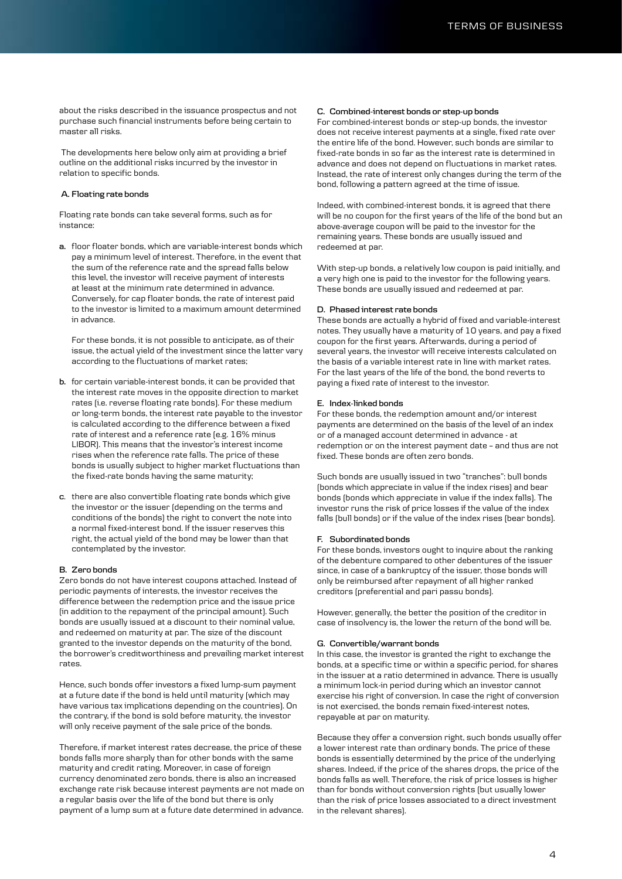about the risks described in the issuance prospectus and not purchase such financial instruments before being certain to master all risks.

The developments here below only aim at providing a brief outline on the additional risks incurred by the investor in relation to specific bonds.

#### A. Floating rate bonds

Floating rate bonds can take several forms, such as for instance:

a. floor floater bonds, which are variable-interest bonds which pay a minimum level of interest. Therefore, in the event that the sum of the reference rate and the spread falls below this level, the investor will receive payment of interests at least at the minimum rate determined in advance. Conversely, for cap floater bonds, the rate of interest paid to the investor is limited to a maximum amount determined in advance.

   For these bonds, it is not possible to anticipate, as of their issue, the actual yield of the investment since the latter vary according to the fluctuations of market rates;

b. for certain variable-interest bonds, it can be provided that the interest rate moves in the opposite direction to market rates (i.e. reverse floating rate bonds). For these medium or long-term bonds, the interest rate payable to the investor is calculated according to the difference between a fixed rate of interest and a reference rate (e.g. 16% minus LIBOR). This means that the investor's interest income rises when the reference rate falls. The price of these bonds is usually subject to higher market fluctuations than the fixed-rate bonds having the same maturity;

c. there are also convertible floating rate bonds which give the investor or the issuer (depending on the terms and conditions of the bonds) the right to convert the note into a normal fixed-interest bond. If the issuer reserves this right, the actual yield of the bond may be lower than that contemplated by the investor.

#### B. Zero bonds

Zero bonds do not have interest coupons attached. Instead of periodic payments of interests, the investor receives the difference between the redemption price and the issue price (in addition to the repayment of the principal amount). Such bonds are usually issued at a discount to their nominal value, and redeemed on maturity at par. The size of the discount granted to the investor depends on the maturity of the bond, the borrower's creditworthiness and prevailing market interest rates.

Hence, such bonds offer investors a fixed lump-sum payment at a future date if the bond is held until maturity (which may have various tax implications depending on the countries). On the contrary, if the bond is sold before maturity, the investor will only receive payment of the sale price of the bonds.

Therefore, if market interest rates decrease, the price of these bonds falls more sharply than for other bonds with the same maturity and credit rating. Moreover, in case of foreign currency denominated zero bonds, there is also an increased exchange rate risk because interest payments are not made on a regular basis over the life of the bond but there is only payment of a lump sum at a future date determined in advance.

#### C. Combined-interest bonds or step-up bonds

For combined-interest bonds or step-up bonds, the investor does not receive interest payments at a single, fixed rate over the entire life of the bond. However, such bonds are similar to fixed-rate bonds in so far as the interest rate is determined in advance and does not depend on fluctuations in market rates. Instead, the rate of interest only changes during the term of the bond, following a pattern agreed at the time of issue.

Indeed, with combined-interest bonds, it is agreed that there will be no coupon for the first years of the life of the bond but an above-average coupon will be paid to the investor for the remaining years. These bonds are usually issued and redeemed at par.

With step-up bonds, a relatively low coupon is paid initially, and a very high one is paid to the investor for the following years. These bonds are usually issued and redeemed at par.

#### D. Phased interest rate bonds

These bonds are actually a hybrid of fixed and variable-interest notes. They usually have a maturity of 10 years, and pay a fixed coupon for the first years. Afterwards, during a period of several years, the investor will receive interests calculated on the basis of a variable interest rate in line with market rates. For the last years of the life of the bond, the bond reverts to paying a fixed rate of interest to the investor.

#### E. Index-linked bonds

For these bonds, the redemption amount and/or interest payments are determined on the basis of the level of an index or of a managed account determined in advance - at redemption or on the interest payment date – and thus are not fixed. These bonds are often zero bonds.

Such bonds are usually issued in two "tranches": bull bonds (bonds which appreciate in value if the index rises) and bear bonds (bonds which appreciate in value if the index falls). The investor runs the risk of price losses if the value of the index falls (bull bonds) or if the value of the index rises (bear bonds).

#### F. Subordinated bonds

For these bonds, investors ought to inquire about the ranking of the debenture compared to other debentures of the issuer since, in case of a bankruptcy of the issuer, those bonds will only be reimbursed after repayment of all higher ranked creditors (preferential and pari passu bonds).

However, generally, the better the position of the creditor in case of insolvency is, the lower the return of the bond will be.

#### G. Convertible/warrant bonds

In this case, the investor is granted the right to exchange the bonds, at a specific time or within a specific period, for shares in the issuer at a ratio determined in advance. There is usually a minimum lock-in period during which an investor cannot exercise his right of conversion. In case the right of conversion is not exercised, the bonds remain fixed-interest notes, repayable at par on maturity.

Because they offer a conversion right, such bonds usually offer a lower interest rate than ordinary bonds. The price of these bonds is essentially determined by the price of the underlying shares. Indeed, if the price of the shares drops, the price of the bonds falls as well. Therefore, the risk of price losses is higher than for bonds without conversion rights (but usually lower than the risk of price losses associated to a direct investment in the relevant shares).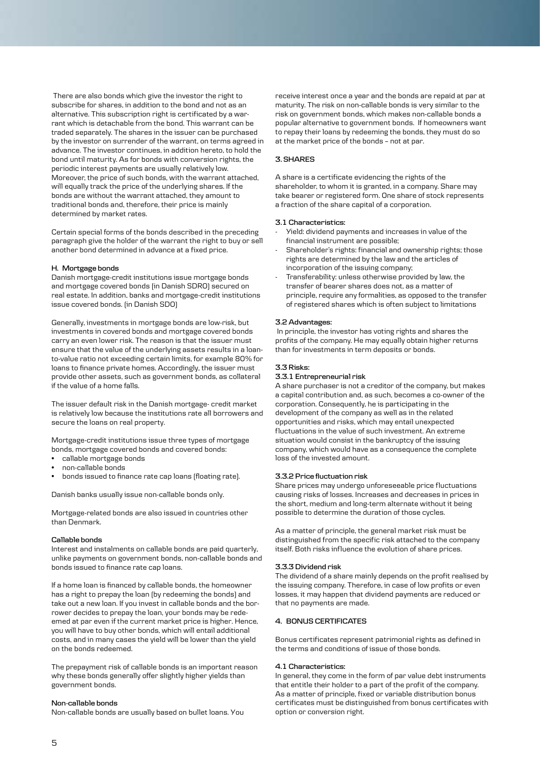There are also bonds which give the investor the right to subscribe for shares, in addition to the bond and not as an alternative. This subscription right is certificated by a warrant which is detachable from the bond. This warrant can be traded separately. The shares in the issuer can be purchased by the investor on surrender of the warrant, on terms agreed in advance. The investor continues, in addition hereto, to hold the bond until maturity. As for bonds with conversion rights, the periodic interest payments are usually relatively low. Moreover, the price of such bonds, with the warrant attached, will equally track the price of the underlying shares. If the bonds are without the warrant attached, they amount to traditional bonds and, therefore, their price is mainly determined by market rates.

Certain special forms of the bonds described in the preceding paragraph give the holder of the warrant the right to buy or sell another bond determined in advance at a fixed price.

#### H. Mortgage bonds

Danish mortgage-credit institutions issue mortgage bonds and mortgage covered bonds (in Danish SDRO) secured on real estate. In addition, banks and mortgage-credit institutions issue covered bonds. (in Danish SDO)

Generally, investments in mortgage bonds are low-risk, but investments in covered bonds and mortgage covered bonds carry an even lower risk. The reason is that the issuer must ensure that the value of the underlying assets results in a loan-to-value ratio not exceeding certain limits, for example 80% for loans to finance private homes. Accordingly, the issuer must provide other assets, such as government bonds, as collateral if the value of a home falls.

The issuer default risk in the Danish mortgage- credit market is relatively low because the institutions rate all borrowers and secure the loans on real property.

Mortgage-credit institutions issue three types of mortgage bonds, mortgage covered bonds and covered bonds:

- callable mortgage bonds
- non-callable bonds
- bonds issued to finance rate cap loans (floating rate).

Danish banks usually issue non-callable bonds only.

Mortgage-related bonds are also issued in countries other than Denmark.

#### Callable bonds

Interest and instalments on callable bonds are paid quarterly, unlike payments on government bonds, non-callable bonds and bonds issued to finance rate cap loans.

If a home loan is financed by callable bonds, the homeowner has a right to prepay the loan (by redeeming the bonds) and take out a new loan. If you invest in callable bonds and the borrower decides to prepay the loan, your bonds may be redeemed at par even if the current market price is higher. Hence, you will have to buy other bonds, which will entail additional costs, and in many cases the yield will be lower than the yield on the bonds redeemed.

The prepayment risk of callable bonds is an important reason why these bonds generally offer slightly higher yields than government bonds.

#### Non-callable bonds

Non-callable bonds are usually based on bullet loans. You receive interest once a year and the bonds are repaid at par at maturity. The risk on non-callable bonds is very similar to the risk on government bonds, which makes non-callable bonds a popular alternative to government bonds. If homeowners want to repay their loans by redeeming the bonds, they must do so at the market price of the bonds – not at par.

## 3. SHARES

A share is a certificate evidencing the rights of the shareholder, to whom it is granted, in a company. Share may take bearer or registered form. One share of stock represents a fraction of the share capital of a corporation.

### 3.1 Characteristics:

- Yield: dividend payments and increases in value of the financial instrument are possible;
- Shareholder's rights: financial and ownership rights; those rights are determined by the law and the articles of incorporation of the issuing company;
- Transferability: unless otherwise provided by law, the transfer of bearer shares does not, as a matter of principle, require any formalities, as opposed to the transfer of registered shares which is often subject to limitations

### 3.2 Advantages:

In principle, the investor has voting rights and shares the profits of the company. He may equally obtain higher returns than for investments in term deposits or bonds.

### 3.3 Risks:

#### 3.3.1 Entrepreneurial risk

A share purchaser is not a creditor of the company, but makes a capital contribution and, as such, becomes a co-owner of the corporation. Consequently, he is participating in the development of the company as well as in the related opportunities and risks, which may entail unexpected fluctuations in the value of such investment. An extreme situation would consist in the bankruptcy of the issuing company, which would have as a consequence the complete loss of the invested amount.

#### 3.3.2 Price fluctuation risk

Share prices may undergo unforeseeable price fluctuations causing risks of losses. Increases and decreases in prices in the short, medium and long-term alternate without it being possible to determine the duration of those cycles.

As a matter of principle, the general market risk must be distinguished from the specific risk attached to the company itself. Both risks influence the evolution of share prices.

#### 3.3.3 Dividend risk

The dividend of a share mainly depends on the profit realised by the issuing company. Therefore, in case of low profits or even losses, it may happen that dividend payments are reduced or that no payments are made.

## 4. BONUS CERTIFICATES

Bonus certificates represent patrimonial rights as defined in the terms and conditions of issue of those bonds.

### 4.1 Characteristics:

In general, they come in the form of par value debt instruments that entitle their holder to a part of the profit of the company. As a matter of principle, fixed or variable distribution bonus certificates must be distinguished from bonus certificates with option or conversion right.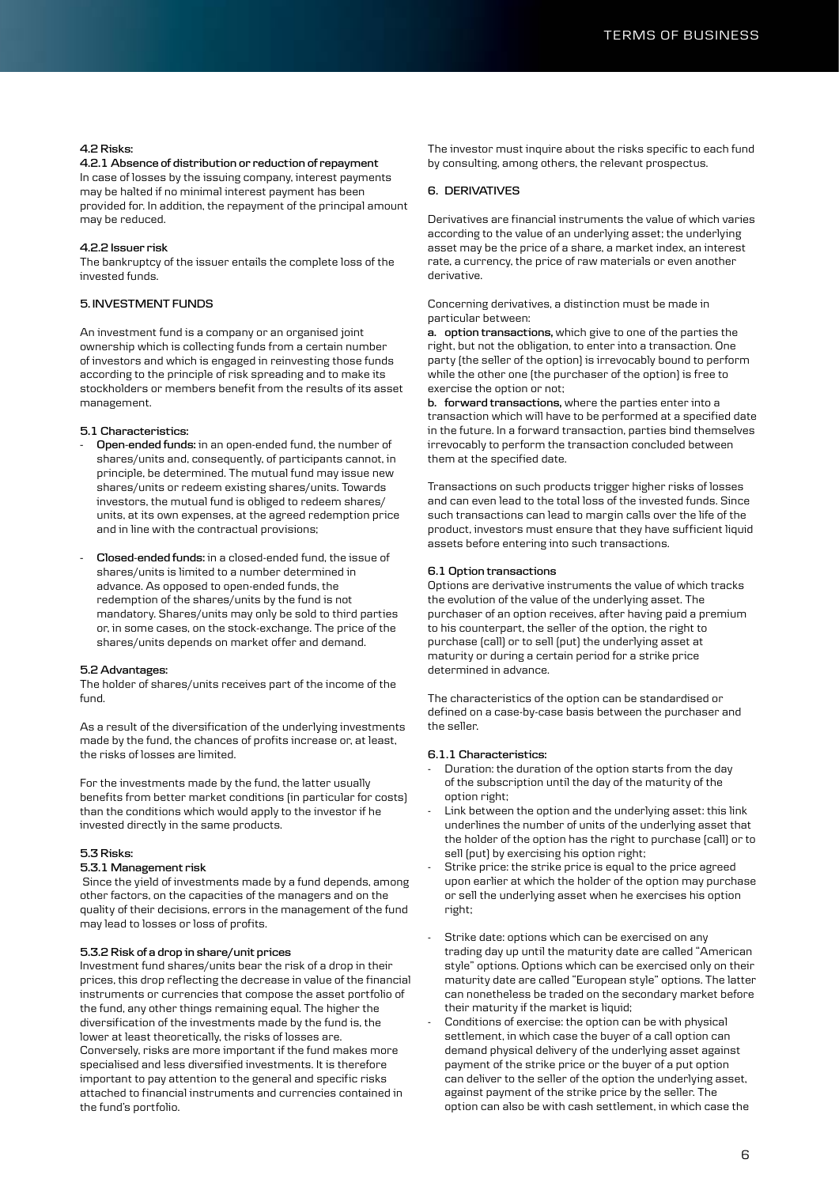#### 4.2 Risks:

##### 4.2.1 Absence of distribution or reduction of repayment

In case of losses by the issuing company, interest payments may be halted if no minimal interest payment has been provided for. In addition, the repayment of the principal amount may be reduced.

##### 4.2.2 Issuer risk

The bankruptcy of the issuer entails the complete loss of the invested funds.

### 5. INVESTMENT FUNDS

An investment fund is a company or an organised joint ownership which is collecting funds from a certain number of investors and which is engaged in reinvesting those funds according to the principle of risk spreading and to make its stockholders or members benefit from the results of its asset management.

#### 5.1 Characteristics:

- **Open-ended funds:** in an open-ended fund, the number of shares/units and, consequently, of participants cannot, in principle, be determined. The mutual fund may issue new shares/units or redeem existing shares/units. Towards investors, the mutual fund is obliged to redeem shares/units, at its own expenses, at the agreed redemption price and in line with the contractual provisions;
- **Closed-ended funds:** in a closed-ended fund, the issue of shares/units is limited to a number determined in advance. As opposed to open-ended funds, the redemption of the shares/units by the fund is not mandatory. Shares/units may only be sold to third parties or, in some cases, on the stock-exchange. The price of the shares/units depends on market offer and demand.

#### 5.2 Advantages:

The holder of shares/units receives part of the income of the fund.

As a result of the diversification of the underlying investments made by the fund, the chances of profits increase or, at least, the risks of losses are limited.

For the investments made by the fund, the latter usually benefits from better market conditions (in particular for costs) than the conditions which would apply to the investor if he invested directly in the same products.

#### 5.3 Risks:

##### 5.3.1 Management risk

Since the yield of investments made by a fund depends, among other factors, on the capacities of the managers and on the quality of their decisions, errors in the management of the fund may lead to losses or loss of profits.

##### 5.3.2 Risk of a drop in share/unit prices

Investment fund shares/units bear the risk of a drop in their prices, this drop reflecting the decrease in value of the financial instruments or currencies that compose the asset portfolio of the fund, any other things remaining equal. The higher the diversification of the investments made by the fund is, the lower at least theoretically, the risks of losses are. Conversely, risks are more important if the fund makes more specialised and less diversified investments. It is therefore important to pay attention to the general and specific risks attached to financial instruments and currencies contained in the fund's portfolio.

The investor must inquire about the risks specific to each fund by consulting, among others, the relevant prospectus.

### 6. DERIVATIVES

Derivatives are financial instruments the value of which varies according to the value of an underlying asset; the underlying asset may be the price of a share, a market index, an interest rate, a currency, the price of raw materials or even another derivative.

Concerning derivatives, a distinction must be made in particular between:

**a. option transactions,** which give to one of the parties the right, but not the obligation, to enter into a transaction. One party (the seller of the option) is irrevocably bound to perform while the other one (the purchaser of the option) is free to exercise the option or not;

**b. forward transactions,** where the parties enter into a transaction which will have to be performed at a specified date in the future. In a forward transaction, parties bind themselves irrevocably to perform the transaction concluded between them at the specified date.

Transactions on such products trigger higher risks of losses and can even lead to the total loss of the invested funds. Since such transactions can lead to margin calls over the life of the product, investors must ensure that they have sufficient liquid assets before entering into such transactions.

#### 6.1 Option transactions

Options are derivative instruments the value of which tracks the evolution of the value of the underlying asset. The purchaser of an option receives, after having paid a premium to his counterpart, the seller of the option, the right to purchase (call) or to sell (put) the underlying asset at maturity or during a certain period for a strike price determined in advance.

The characteristics of the option can be standardised or defined on a case-by-case basis between the purchaser and the seller.

##### 6.1.1 Characteristics:

- Duration: the duration of the option starts from the day of the subscription until the day of the maturity of the option right;
- Link between the option and the underlying asset: this link underlines the number of units of the underlying asset that the holder of the option has the right to purchase (call) or to sell (put) by exercising his option right;
- Strike price: the strike price is equal to the price agreed upon earlier at which the holder of the option may purchase or sell the underlying asset when he exercises his option right;
- Strike date: options which can be exercised on any trading day up until the maturity date are called "American style" options. Options which can be exercised only on their maturity date are called "European style" options. The latter can nonetheless be traded on the secondary market before their maturity if the market is liquid;
- Conditions of exercise: the option can be with physical settlement, in which case the buyer of a call option can demand physical delivery of the underlying asset against payment of the strike price or the buyer of a put option can deliver to the seller of the option the underlying asset, against payment of the strike price by the seller. The option can also be with cash settlement, in which case the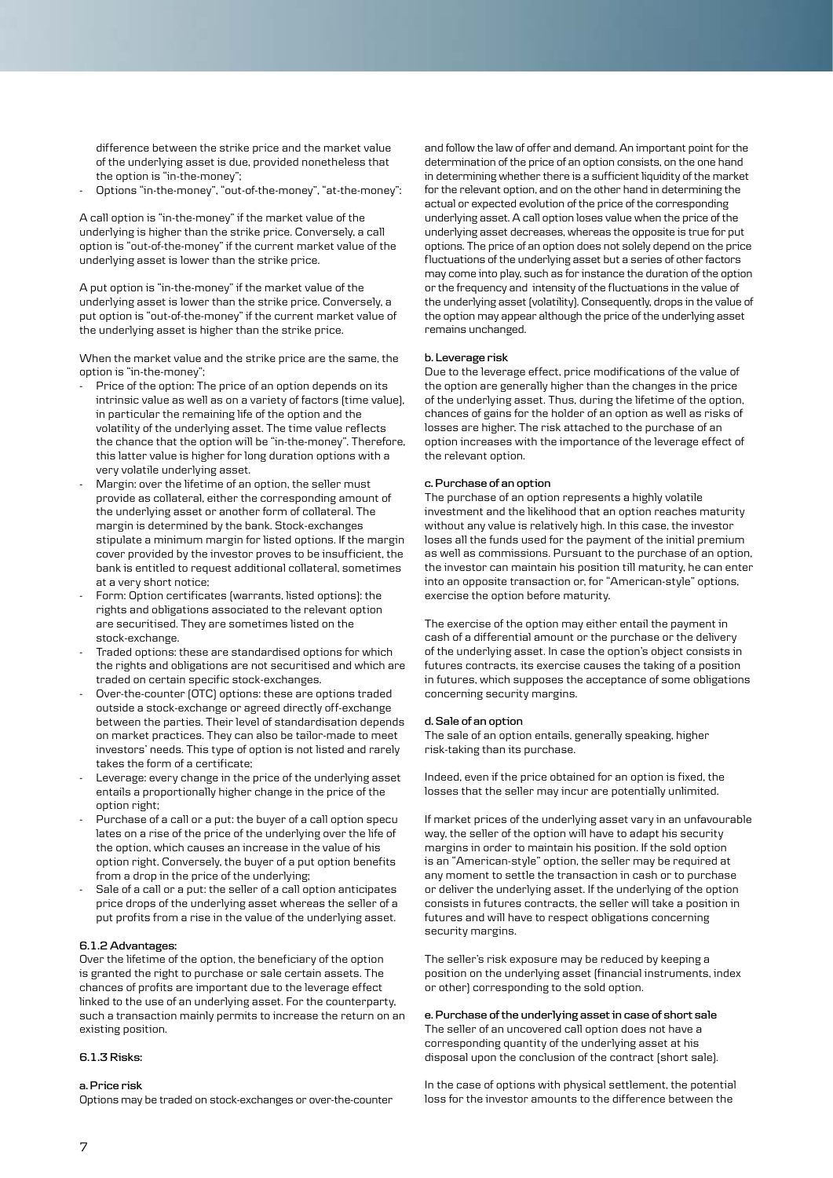difference between the strike price and the market value of the underlying asset is due, provided nonetheless that the option is "in-the-money";

- Options "in-the-money", "out-of-the-money", "at-the-money":

A call option is "in-the-money" if the market value of the underlying is higher than the strike price. Conversely, a call option is "out-of-the-money" if the current market value of the underlying asset is lower than the strike price.

A put option is "in-the-money" if the market value of the underlying asset is lower than the strike price. Conversely, a put option is "out-of-the-money" if the current market value of the underlying asset is higher than the strike price.

When the market value and the strike price are the same, the option is "in-the-money";

- Price of the option: The price of an option depends on its intrinsic value as well as on a variety of factors (time value), in particular the remaining life of the option and the volatility of the underlying asset. The time value reflects the chance that the option will be "in-the-money". Therefore, this latter value is higher for long duration options with a very volatile underlying asset.
- Margin: over the lifetime of an option, the seller must provide as collateral, either the corresponding amount of the underlying asset or another form of collateral. The margin is determined by the bank. Stock-exchanges stipulate a minimum margin for listed options. If the margin cover provided by the investor proves to be insufficient, the bank is entitled to request additional collateral, sometimes at a very short notice;
- Form: Option certificates (warrants, listed options): the rights and obligations associated to the relevant option are securitised. They are sometimes listed on the stock-exchange.
- Traded options: these are standardised options for which the rights and obligations are not securitised and which are traded on certain specific stock-exchanges.
- Over-the-counter (OTC) options: these are options traded outside a stock-exchange or agreed directly off-exchange between the parties. Their level of standardisation depends on market practices. They can also be tailor-made to meet investors' needs. This type of option is not listed and rarely takes the form of a certificate;
- Leverage: every change in the price of the underlying asset entails a proportionally higher change in the price of the option right;
- Purchase of a call or a put: the buyer of a call option specu lates on a rise of the price of the underlying over the life of the option, which causes an increase in the value of his option right. Conversely, the buyer of a put option benefits from a drop in the price of the underlying;
- Sale of a call or a put: the seller of a call option anticipates price drops of the underlying asset whereas the seller of a put profits from a rise in the value of the underlying asset.

#### 6.1.2 Advantages:

Over the lifetime of the option, the beneficiary of the option is granted the right to purchase or sale certain assets. The chances of profits are important due to the leverage effect linked to the use of an underlying asset. For the counterparty, such a transaction mainly permits to increase the return on an existing position.

#### 6.1.3 Risks:

**a. Price risk**

Options may be traded on stock-exchanges or over-the-counter and follow the law of offer and demand. An important point for the determination of the price of an option consists, on the one hand in determining whether there is a sufficient liquidity of the market for the relevant option, and on the other hand in determining the actual or expected evolution of the price of the corresponding underlying asset. A call option loses value when the price of the underlying asset decreases, whereas the opposite is true for put options. The price of an option does not solely depend on the price fluctuations of the underlying asset but a series of other factors may come into play, such as for instance the duration of the option or the frequency and intensity of the fluctuations in the value of the underlying asset (volatility). Consequently, drops in the value of the option may appear although the price of the underlying asset remains unchanged.

**b. Leverage risk**

Due to the leverage effect, price modifications of the value of the option are generally higher than the changes in the price of the underlying asset. Thus, during the lifetime of the option, chances of gains for the holder of an option as well as risks of losses are higher. The risk attached to the purchase of an option increases with the importance of the leverage effect of the relevant option.

**c. Purchase of an option**

The purchase of an option represents a highly volatile investment and the likelihood that an option reaches maturity without any value is relatively high. In this case, the investor loses all the funds used for the payment of the initial premium as well as commissions. Pursuant to the purchase of an option, the investor can maintain his position till maturity, he can enter into an opposite transaction or, for "American-style" options, exercise the option before maturity.

The exercise of the option may either entail the payment in cash of a differential amount or the purchase or the delivery of the underlying asset. In case the option's object consists in futures contracts, its exercise causes the taking of a position in futures, which supposes the acceptance of some obligations concerning security margins.

**d. Sale of an option**

The sale of an option entails, generally speaking, higher risk-taking than its purchase.

Indeed, even if the price obtained for an option is fixed, the losses that the seller may incur are potentially unlimited.

If market prices of the underlying asset vary in an unfavourable way, the seller of the option will have to adapt his security margins in order to maintain his position. If the sold option is an "American-style" option, the seller may be required at any moment to settle the transaction in cash or to purchase or deliver the underlying asset. If the underlying of the option consists in futures contracts, the seller will take a position in futures and will have to respect obligations concerning security margins.

The seller's risk exposure may be reduced by keeping a position on the underlying asset (financial instruments, index or other) corresponding to the sold option.

**e. Purchase of the underlying asset in case of short sale**

The seller of an uncovered call option does not have a corresponding quantity of the underlying asset at his disposal upon the conclusion of the contract (short sale).

In the case of options with physical settlement, the potential loss for the investor amounts to the difference between the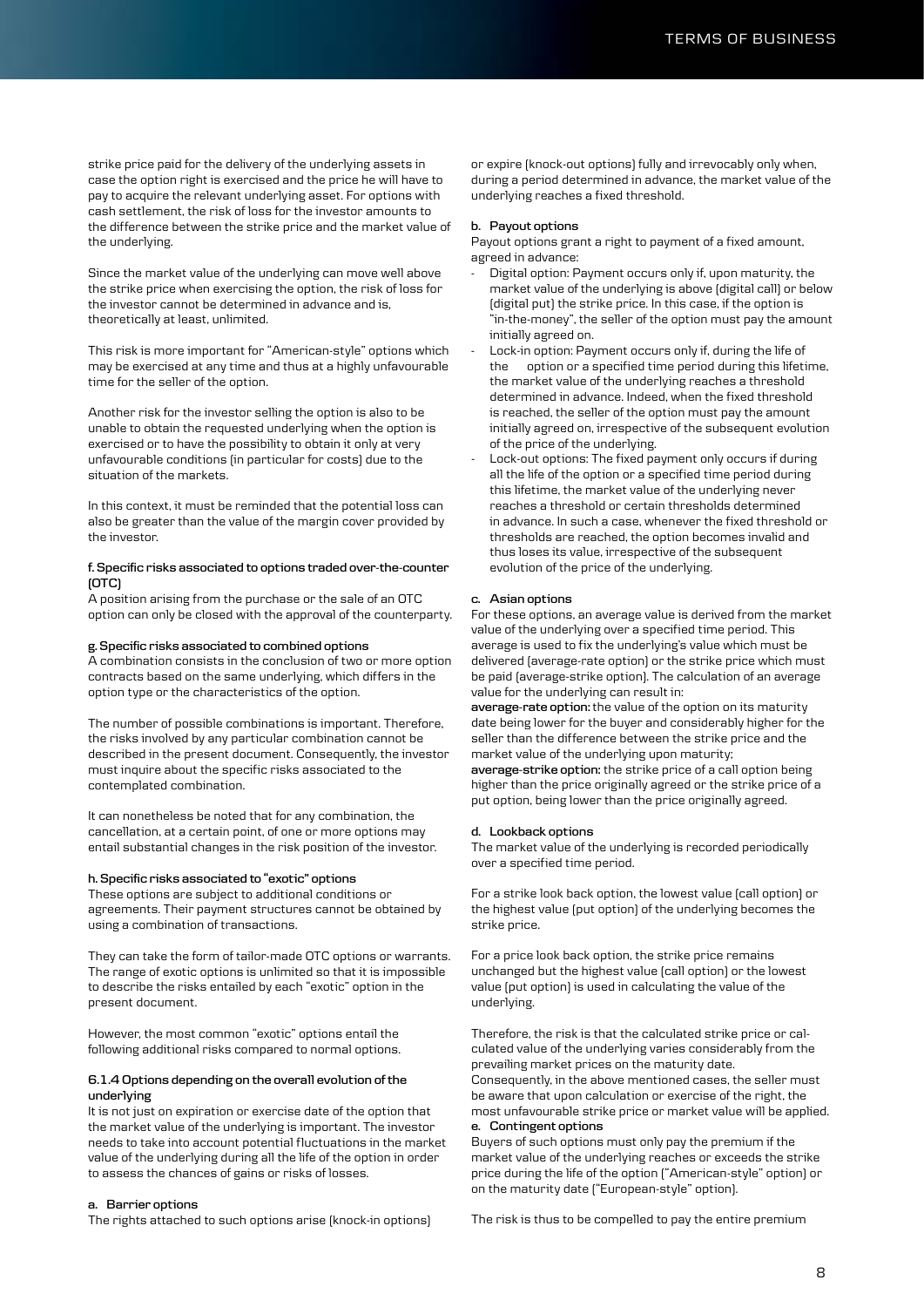strike price paid for the delivery of the underlying assets in case the option right is exercised and the price he will have to pay to acquire the relevant underlying asset. For options with cash settlement, the risk of loss for the investor amounts to the difference between the strike price and the market value of the underlying.

Since the market value of the underlying can move well above the strike price when exercising the option, the risk of loss for the investor cannot be determined in advance and is, theoretically at least, unlimited.

This risk is more important for "American-style" options which may be exercised at any time and thus at a highly unfavourable time for the seller of the option.

Another risk for the investor selling the option is also to be unable to obtain the requested underlying when the option is exercised or to have the possibility to obtain it only at very unfavourable conditions (in particular for costs) due to the situation of the markets.

In this context, it must be reminded that the potential loss can also be greater than the value of the margin cover provided by the investor.

**f. Specific risks associated to options traded over-the-counter (OTC)**

A position arising from the purchase or the sale of an OTC option can only be closed with the approval of the counterparty.

**g. Specific risks associated to combined options**

A combination consists in the conclusion of two or more option contracts based on the same underlying, which differs in the option type or the characteristics of the option.

The number of possible combinations is important. Therefore, the risks involved by any particular combination cannot be described in the present document. Consequently, the investor must inquire about the specific risks associated to the contemplated combination.

It can nonetheless be noted that for any combination, the cancellation, at a certain point, of one or more options may entail substantial changes in the risk position of the investor.

**h. Specific risks associated to "exotic" options**

These options are subject to additional conditions or agreements. Their payment structures cannot be obtained by using a combination of transactions.

They can take the form of tailor-made OTC options or warrants. The range of exotic options is unlimited so that it is impossible to describe the risks entailed by each "exotic" option in the present document.

However, the most common "exotic" options entail the following additional risks compared to normal options.

**6.1.4 Options depending on the overall evolution of the underlying**

It is not just on expiration or exercise date of the option that the market value of the underlying is important. The investor needs to take into account potential fluctuations in the market value of the underlying during all the life of the option in order to assess the chances of gains or risks of losses.

**a. Barrier options**

The rights attached to such options arise (knock-in options) or expire (knock-out options) fully and irrevocably only when, during a period determined in advance, the market value of the underlying reaches a fixed threshold.

**b. Payout options**

Payout options grant a right to payment of a fixed amount, agreed in advance:

- Digital option: Payment occurs only if, upon maturity, the market value of the underlying is above (digital call) or below (digital put) the strike price. In this case, if the option is "in-the-money", the seller of the option must pay the amount initially agreed on.
- Lock-in option: Payment occurs only if, during the life of the option or a specified time period during this lifetime, the market value of the underlying reaches a threshold determined in advance. Indeed, when the fixed threshold is reached, the seller of the option must pay the amount initially agreed on, irrespective of the subsequent evolution of the price of the underlying.
- Lock-out options: The fixed payment only occurs if during all the life of the option or a specified time period during this lifetime, the market value of the underlying never reaches a threshold or certain thresholds determined in advance. In such a case, whenever the fixed threshold or thresholds are reached, the option becomes invalid and thus loses its value, irrespective of the subsequent evolution of the price of the underlying.

**c. Asian options**

For these options, an average value is derived from the market value of the underlying over a specified time period. This average is used to fix the underlying's value which must be delivered (average-rate option) or the strike price which must be paid (average-strike option). The calculation of an average value for the underlying can result in:

**average-rate option:** the value of the option on its maturity date being lower for the buyer and considerably higher for the seller than the difference between the strike price and the market value of the underlying upon maturity;

**average-strike option:** the strike price of a call option being higher than the price originally agreed or the strike price of a put option, being lower than the price originally agreed.

**d. Lookback options**

The market value of the underlying is recorded periodically over a specified time period.

For a strike look back option, the lowest value (call option) or the highest value (put option) of the underlying becomes the strike price.

For a price look back option, the strike price remains unchanged but the highest value (call option) or the lowest value (put option) is used in calculating the value of the underlying.

Therefore, the risk is that the calculated strike price or calculated value of the underlying varies considerably from the prevailing market prices on the maturity date.

Consequently, in the above mentioned cases, the seller must be aware that upon calculation or exercise of the right, the most unfavourable strike price or market value will be applied.

**e. Contingent options**

Buyers of such options must only pay the premium if the market value of the underlying reaches or exceeds the strike price during the life of the option ("American-style" option) or on the maturity date ("European-style" option).

The risk is thus to be compelled to pay the entire premium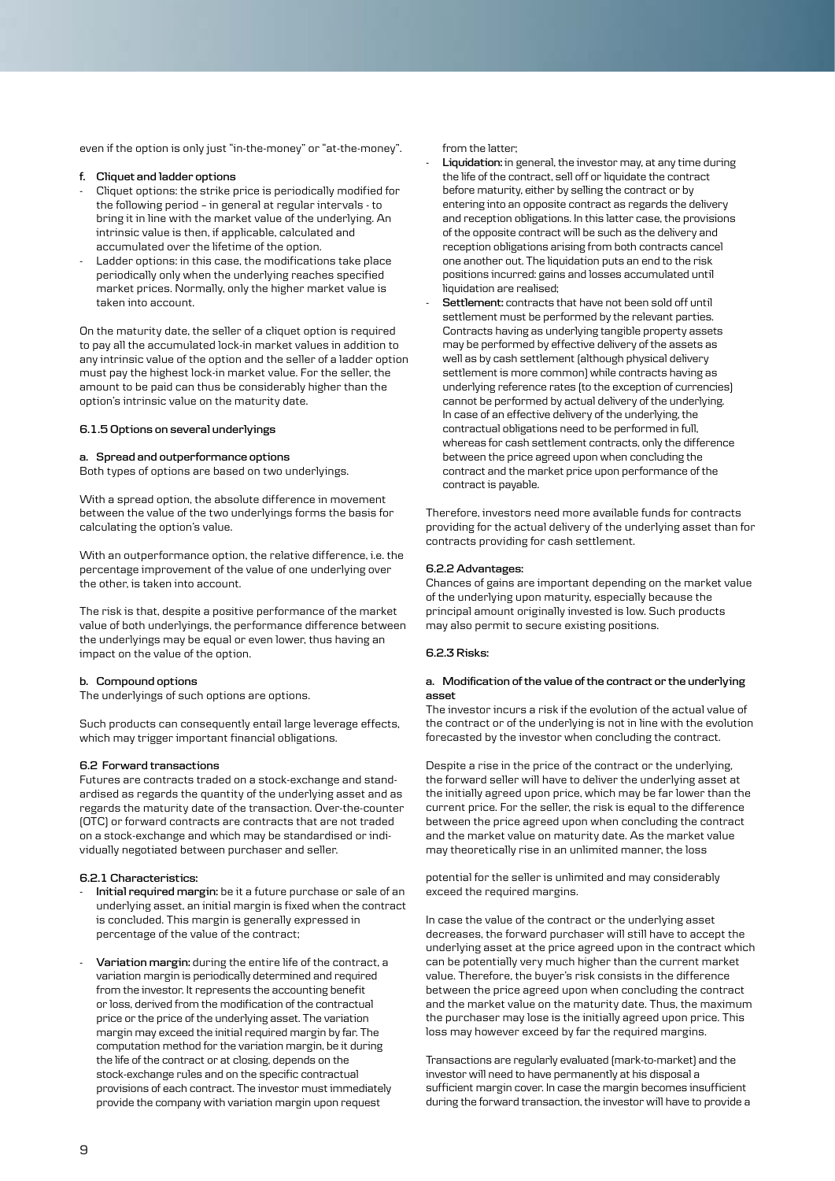even if the option is only just "in-the-money" or "at-the-money".

**f. Cliquet and ladder options**

- Cliquet options: the strike price is periodically modified for the following period – in general at regular intervals - to bring it in line with the market value of the underlying. An intrinsic value is then, if applicable, calculated and accumulated over the lifetime of the option.
- Ladder options: in this case, the modifications take place periodically only when the underlying reaches specified market prices. Normally, only the higher market value is taken into account.

On the maturity date, the seller of a cliquet option is required to pay all the accumulated lock-in market values in addition to any intrinsic value of the option and the seller of a ladder option must pay the highest lock-in market value. For the seller, the amount to be paid can thus be considerably higher than the option's intrinsic value on the maturity date.

#### 6.1.5 Options on several underlyings

**a. Spread and outperformance options**

Both types of options are based on two underlyings.

With a spread option, the absolute difference in movement between the value of the two underlyings forms the basis for calculating the option's value.

With an outperformance option, the relative difference, i.e. the percentage improvement of the value of one underlying over the other, is taken into account.

The risk is that, despite a positive performance of the market value of both underlyings, the performance difference between the underlyings may be equal or even lower, thus having an impact on the value of the option.

**b. Compound options**

The underlyings of such options are options.

Such products can consequently entail large leverage effects, which may trigger important financial obligations.

### 6.2 Forward transactions

Futures are contracts traded on a stock-exchange and standardised as regards the quantity of the underlying asset and as regards the maturity date of the transaction. Over-the-counter (OTC) or forward contracts are contracts that are not traded on a stock-exchange and which may be standardised or individually negotiated between purchaser and seller.

#### 6.2.1 Characteristics:

- **Initial required margin:** be it a future purchase or sale of an underlying asset, an initial margin is fixed when the contract is concluded. This margin is generally expressed in percentage of the value of the contract;
- **Variation margin:** during the entire life of the contract, a variation margin is periodically determined and required from the investor. It represents the accounting benefit or loss, derived from the modification of the contractual price or the price of the underlying asset. The variation margin may exceed the initial required margin by far. The computation method for the variation margin, be it during the life of the contract or at closing, depends on the stock-exchange rules and on the specific contractual provisions of each contract. The investor must immediately provide the company with variation margin upon request from the latter;
- **Liquidation:** in general, the investor may, at any time during the life of the contract, sell off or liquidate the contract before maturity, either by selling the contract or by entering into an opposite contract as regards the delivery and reception obligations. In this latter case, the provisions of the opposite contract will be such as the delivery and reception obligations arising from both contracts cancel one another out. The liquidation puts an end to the risk positions incurred: gains and losses accumulated until liquidation are realised;
- **Settlement:** contracts that have not been sold off until settlement must be performed by the relevant parties. Contracts having as underlying tangible property assets may be performed by effective delivery of the assets as well as by cash settlement (although physical delivery settlement is more common) while contracts having as underlying reference rates (to the exception of currencies) cannot be performed by actual delivery of the underlying. In case of an effective delivery of the underlying, the contractual obligations need to be performed in full, whereas for cash settlement contracts, only the difference between the price agreed upon when concluding the contract and the market price upon performance of the contract is payable.

Therefore, investors need more available funds for contracts providing for the actual delivery of the underlying asset than for contracts providing for cash settlement.

#### 6.2.2 Advantages:

Chances of gains are important depending on the market value of the underlying upon maturity, especially because the principal amount originally invested is low. Such products may also permit to secure existing positions.

#### 6.2.3 Risks:

**a. Modification of the value of the contract or the underlying asset**

The investor incurs a risk if the evolution of the actual value of the contract or of the underlying is not in line with the evolution forecasted by the investor when concluding the contract.

Despite a rise in the price of the contract or the underlying, the forward seller will have to deliver the underlying asset at the initially agreed upon price, which may be far lower than the current price. For the seller, the risk is equal to the difference between the price agreed upon when concluding the contract and the market value on maturity date. As the market value may theoretically rise in an unlimited manner, the loss potential for the seller is unlimited and may considerably exceed the required margins.

In case the value of the contract or the underlying asset decreases, the forward purchaser will still have to accept the underlying asset at the price agreed upon in the contract which can be potentially very much higher than the current market value. Therefore, the buyer's risk consists in the difference between the price agreed upon when concluding the contract and the market value on the maturity date. Thus, the maximum the purchaser may lose is the initially agreed upon price. This loss may however exceed by far the required margins.

Transactions are regularly evaluated (mark-to-market) and the investor will need to have permanently at his disposal a sufficient margin cover. In case the margin becomes insufficient during the forward transaction, the investor will have to provide a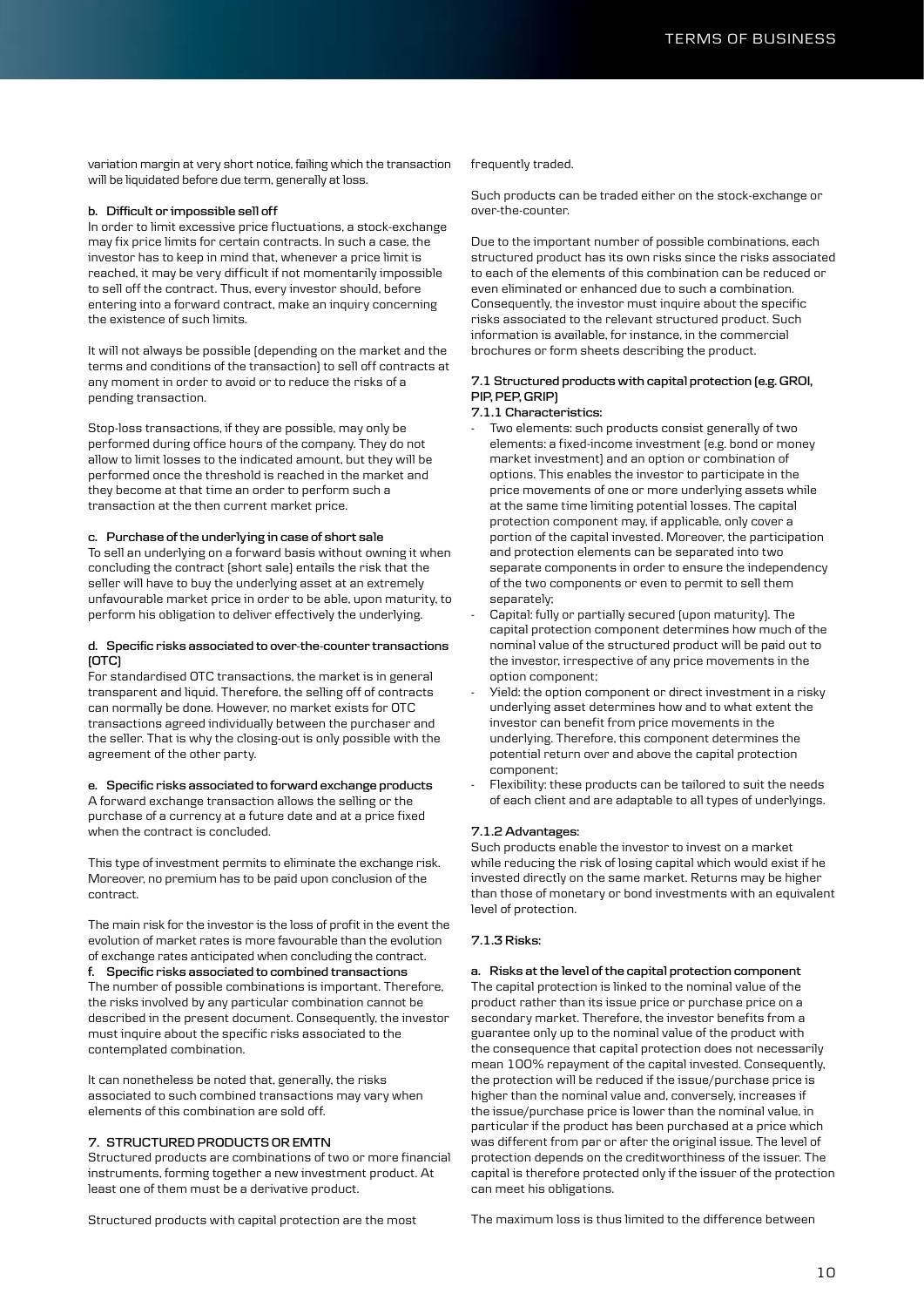variation margin at very short notice, failing which the transaction will be liquidated before due term, generally at loss.

**b. Difficult or impossible sell off**

In order to limit excessive price fluctuations, a stock-exchange may fix price limits for certain contracts. In such a case, the investor has to keep in mind that, whenever a price limit is reached, it may be very difficult if not momentarily impossible to sell off the contract. Thus, every investor should, before entering into a forward contract, make an inquiry concerning the existence of such limits.

It will not always be possible (depending on the market and the terms and conditions of the transaction) to sell off contracts at any moment in order to avoid or to reduce the risks of a pending transaction.

Stop-loss transactions, if they are possible, may only be performed during office hours of the company. They do not allow to limit losses to the indicated amount, but they will be performed once the threshold is reached in the market and they become at that time an order to perform such a transaction at the then current market price.

**c. Purchase of the underlying in case of short sale**

To sell an underlying on a forward basis without owning it when concluding the contract (short sale) entails the risk that the seller will have to buy the underlying asset at an extremely unfavourable market price in order to be able, upon maturity, to perform his obligation to deliver effectively the underlying.

**d. Specific risks associated to over-the-counter transactions (OTC)**

For standardised OTC transactions, the market is in general transparent and liquid. Therefore, the selling off of contracts can normally be done. However, no market exists for OTC transactions agreed individually between the purchaser and the seller. That is why the closing-out is only possible with the agreement of the other party.

**e. Specific risks associated to forward exchange products**

A forward exchange transaction allows the selling or the purchase of a currency at a future date and at a price fixed when the contract is concluded.

This type of investment permits to eliminate the exchange risk. Moreover, no premium has to be paid upon conclusion of the contract.

The main risk for the investor is the loss of profit in the event the evolution of market rates is more favourable than the evolution of exchange rates anticipated when concluding the contract.

**f. Specific risks associated to combined transactions**

The number of possible combinations is important. Therefore, the risks involved by any particular combination cannot be described in the present document. Consequently, the investor must inquire about the specific risks associated to the contemplated combination.

It can nonetheless be noted that, generally, the risks associated to such combined transactions may vary when elements of this combination are sold off.

## 7. STRUCTURED PRODUCTS OR EMTN

Structured products are combinations of two or more financial instruments, forming together a new investment product. At least one of them must be a derivative product.

Structured products with capital protection are the most frequently traded.

Such products can be traded either on the stock-exchange or over-the-counter.

Due to the important number of possible combinations, each structured product has its own risks since the risks associated to each of the elements of this combination can be reduced or even eliminated or enhanced due to such a combination. Consequently, the investor must inquire about the specific risks associated to the relevant structured product. Such information is available, for instance, in the commercial brochures or form sheets describing the product.

### 7.1 Structured products with capital protection (e.g. GROI, PIP, PEP, GRIP)

#### 7.1.1 Characteristics:

- Two elements: such products consist generally of two elements: a fixed-income investment (e.g. bond or money market investment) and an option or combination of options. This enables the investor to participate in the price movements of one or more underlying assets while at the same time limiting potential losses. The capital protection component may, if applicable, only cover a portion of the capital invested. Moreover, the participation and protection elements can be separated into two separate components in order to ensure the independency of the two components or even to permit to sell them separately;
- Capital: fully or partially secured (upon maturity). The capital protection component determines how much of the nominal value of the structured product will be paid out to the investor, irrespective of any price movements in the option component;
- Yield: the option component or direct investment in a risky underlying asset determines how and to what extent the investor can benefit from price movements in the underlying. Therefore, this component determines the potential return over and above the capital protection component;
- Flexibility: these products can be tailored to suit the needs of each client and are adaptable to all types of underlyings.

#### 7.1.2 Advantages:

Such products enable the investor to invest on a market while reducing the risk of losing capital which would exist if he invested directly on the same market. Returns may be higher than those of monetary or bond investments with an equivalent level of protection.

#### 7.1.3 Risks:

**a. Risks at the level of the capital protection component**

The capital protection is linked to the nominal value of the product rather than its issue price or purchase price on a secondary market. Therefore, the investor benefits from a guarantee only up to the nominal value of the product with the consequence that capital protection does not necessarily mean 100% repayment of the capital invested. Consequently, the protection will be reduced if the issue/purchase price is higher than the nominal value and, conversely, increases if the issue/purchase price is lower than the nominal value, in particular if the product has been purchased at a price which was different from par or after the original issue. The level of protection depends on the creditworthiness of the issuer. The capital is therefore protected only if the issuer of the protection can meet his obligations.

The maximum loss is thus limited to the difference between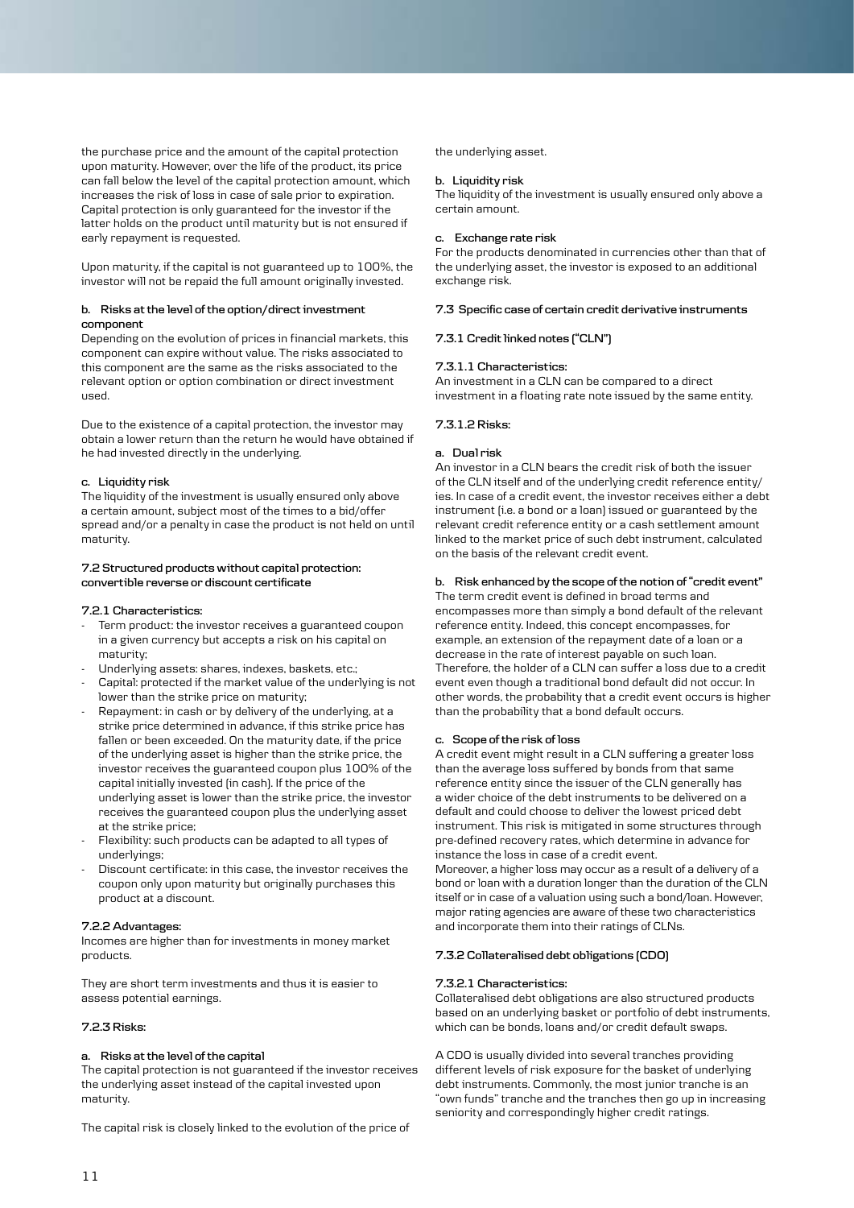the purchase price and the amount of the capital protection upon maturity. However, over the life of the product, its price can fall below the level of the capital protection amount, which increases the risk of loss in case of sale prior to expiration. Capital protection is only guaranteed for the investor if the latter holds on the product until maturity but is not ensured if early repayment is requested.

Upon maturity, if the capital is not guaranteed up to 100%, the investor will not be repaid the full amount originally invested.

**b. Risks at the level of the option/direct investment component**

Depending on the evolution of prices in financial markets, this component can expire without value. The risks associated to this component are the same as the risks associated to the relevant option or option combination or direct investment used.

Due to the existence of a capital protection, the investor may obtain a lower return than the return he would have obtained if he had invested directly in the underlying.

**c. Liquidity risk**

The liquidity of the investment is usually ensured only above a certain amount, subject most of the times to a bid/offer spread and/or a penalty in case the product is not held on until maturity.

#### 7.2 Structured products without capital protection: convertible reverse or discount certificate

##### 7.2.1 Characteristics:

- Term product: the investor receives a guaranteed coupon in a given currency but accepts a risk on his capital on maturity;
- Underlying assets: shares, indexes, baskets, etc.;
- Capital: protected if the market value of the underlying is not lower than the strike price on maturity;
- Repayment: in cash or by delivery of the underlying, at a strike price determined in advance, if this strike price has fallen or been exceeded. On the maturity date, if the price of the underlying asset is higher than the strike price, the investor receives the guaranteed coupon plus 100% of the capital initially invested (in cash). If the price of the underlying asset is lower than the strike price, the investor receives the guaranteed coupon plus the underlying asset at the strike price;
- Flexibility: such products can be adapted to all types of underlyings;
- Discount certificate: in this case, the investor receives the coupon only upon maturity but originally purchases this product at a discount.

##### 7.2.2 Advantages:

Incomes are higher than for investments in money market products.

They are short term investments and thus it is easier to assess potential earnings.

##### 7.2.3 Risks:

**a. Risks at the level of the capital**

The capital protection is not guaranteed if the investor receives the underlying asset instead of the capital invested upon maturity.

The capital risk is closely linked to the evolution of the price of the underlying asset.

**b. Liquidity risk**

The liquidity of the investment is usually ensured only above a certain amount.

**c. Exchange rate risk**

For the products denominated in currencies other than that of the underlying asset, the investor is exposed to an additional exchange risk.

#### 7.3 Specific case of certain credit derivative instruments

##### 7.3.1 Credit linked notes ("CLN")

##### 7.3.1.1 Characteristics:

An investment in a CLN can be compared to a direct investment in a floating rate note issued by the same entity.

##### 7.3.1.2 Risks:

**a. Dual risk**

An investor in a CLN bears the credit risk of both the issuer of the CLN itself and of the underlying credit reference entity/ies. In case of a credit event, the investor receives either a debt instrument (i.e. a bond or a loan) issued or guaranteed by the relevant credit reference entity or a cash settlement amount linked to the market price of such debt instrument, calculated on the basis of the relevant credit event.

**b. Risk enhanced by the scope of the notion of "credit event"**

The term credit event is defined in broad terms and encompasses more than simply a bond default of the relevant reference entity. Indeed, this concept encompasses, for example, an extension of the repayment date of a loan or a decrease in the rate of interest payable on such loan. Therefore, the holder of a CLN can suffer a loss due to a credit event even though a traditional bond default did not occur. In other words, the probability that a credit event occurs is higher than the probability that a bond default occurs.

**c. Scope of the risk of loss**

A credit event might result in a CLN suffering a greater loss than the average loss suffered by bonds from that same reference entity since the issuer of the CLN generally has a wider choice of the debt instruments to be delivered on a default and could choose to deliver the lowest priced debt instrument. This risk is mitigated in some structures through pre-defined recovery rates, which determine in advance for instance the loss in case of a credit event.
Moreover, a higher loss may occur as a result of a delivery of a bond or loan with a duration longer than the duration of the CLN itself or in case of a valuation using such a bond/loan. However, major rating agencies are aware of these two characteristics and incorporate them into their ratings of CLNs.

##### 7.3.2 Collateralised debt obligations (CDO)

##### 7.3.2.1 Characteristics:

Collateralised debt obligations are also structured products based on an underlying basket or portfolio of debt instruments, which can be bonds, loans and/or credit default swaps.

A CDO is usually divided into several tranches providing different levels of risk exposure for the basket of underlying debt instruments. Commonly, the most junior tranche is an "own funds" tranche and the tranches then go up in increasing seniority and correspondingly higher credit ratings.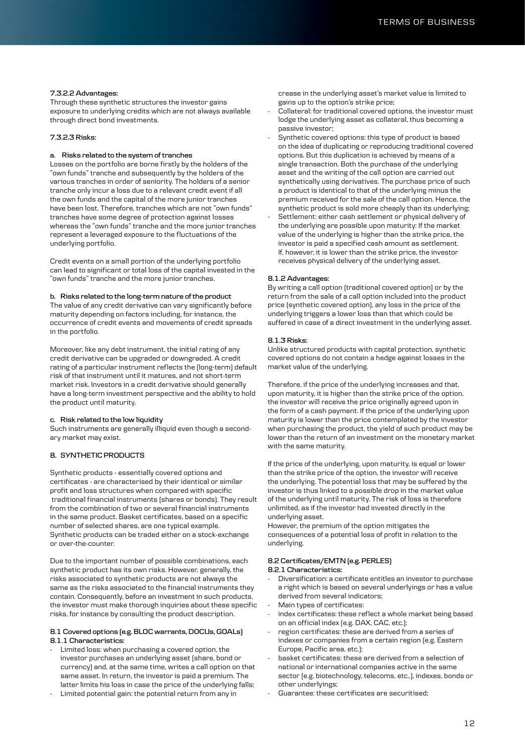#### 7.3.2.2 Advantages:

Through these synthetic structures the investor gains exposure to underlying credits which are not always available through direct bond investments.

#### 7.3.2.3 Risks:

**a. Risks related to the system of tranches**

Losses on the portfolio are borne firstly by the holders of the "own funds" tranche and subsequently by the holders of the various tranches in order of seniority. The holders of a senior tranche only incur a loss due to a relevant credit event if all the own funds and the capital of the more junior tranches have been lost. Therefore, tranches which are not "own funds" tranches have some degree of protection against losses whereas the "own funds" tranche and the more junior tranches represent a leveraged exposure to the fluctuations of the underlying portfolio.

Credit events on a small portion of the underlying portfolio can lead to significant or total loss of the capital invested in the "own funds" tranche and the more junior tranches.

**b. Risks related to the long-term nature of the product**

The value of any credit derivative can vary significantly before maturity depending on factors including, for instance, the occurrence of credit events and movements of credit spreads in the portfolio.

Moreover, like any debt instrument, the initial rating of any credit derivative can be upgraded or downgraded. A credit rating of a particular instrument reflects the (long-term) default risk of that instrument until it matures, and not short-term market risk. Investors in a credit derivative should generally have a long-term investment perspective and the ability to hold the product until maturity.

**c. Risk related to the low liquidity**

Such instruments are generally illiquid even though a secondary market may exist.

## 8. SYNTHETIC PRODUCTS

Synthetic products - essentially covered options and certificates - are characterised by their identical or similar profit and loss structures when compared with specific traditional financial instruments (shares or bonds). They result from the combination of two or several financial instruments in the same product. Basket certificates, based on a specific number of selected shares, are one typical example. Synthetic products can be traded either on a stock-exchange or over-the-counter.

Due to the important number of possible combinations, each synthetic product has its own risks. However, generally, the risks associated to synthetic products are not always the same as the risks associated to the financial instruments they contain. Consequently, before an investment in such products, the investor must make thorough inquiries about these specific risks, for instance by consulting the product description.

### 8.1 Covered options (e.g. BLOC warrants, DOCUs, GOALs)

#### 8.1.1 Characteristics:

- Limited loss: when purchasing a covered option, the investor purchases an underlying asset (share, bond or currency) and, at the same time, writes a call option on that same asset. In return, the investor is paid a premium. The latter limits his loss in case the price of the underlying falls;
- Limited potential gain: the potential return from any increase in the underlying asset's market value is limited to gains up to the option's strike price;
- Collateral: for traditional covered options, the investor must lodge the underlying asset as collateral, thus becoming a passive investor;
- Synthetic covered options: this type of product is based on the idea of duplicating or reproducing traditional covered options. But this duplication is achieved by means of a single transaction. Both the purchase of the underlying asset and the writing of the call option are carried out synthetically using derivatives. The purchase price of such a product is identical to that of the underlying minus the premium received for the sale of the call option. Hence, the synthetic product is sold more cheaply than its underlying;
- Settlement: either cash settlement or physical delivery of the underlying are possible upon maturity: If the market value of the underlying is higher than the strike price, the investor is paid a specified cash amount as settlement. If, however, it is lower than the strike price, the investor receives physical delivery of the underlying asset.

#### 8.1.2 Advantages:

By writing a call option (traditional covered option) or by the return from the sale of a call option included into the product price (synthetic covered option), any loss in the price of the underlying triggers a lower loss than that which could be suffered in case of a direct investment in the underlying asset.

#### 8.1.3 Risks:

Unlike structured products with capital protection, synthetic covered options do not contain a hedge against losses in the market value of the underlying.

Therefore, if the price of the underlying increases and that, upon maturity, it is higher than the strike price of the option, the investor will receive the price originally agreed upon in the form of a cash payment. If the price of the underlying upon maturity is lower than the price contemplated by the investor when purchasing the product, the yield of such product may be lower than the return of an investment on the monetary market with the same maturity.

If the price of the underlying, upon maturity, is equal or lower than the strike price of the option, the investor will receive the underlying. The potential loss that may be suffered by the investor is thus linked to a possible drop in the market value of the underlying until maturity. The risk of loss is therefore unlimited, as if the investor had invested directly in the underlying asset.
However, the premium of the option mitigates the consequences of a potential loss of profit in relation to the underlying.

### 8.2 Certificates/EMTN (e.g. PERLES)

#### 8.2.1 Characteristics:

- Diversification: a certificate entitles an investor to purchase a right which is based on several underlyings or has a value derived from several indicators;
- Main types of certificates:
- index certificates: these reflect a whole market being based on an official index (e.g. DAX, CAC, etc.);
- region certificates: these are derived from a series of indexes or companies from a certain region (e.g. Eastern Europe, Pacific area, etc.);
- basket certificates: these are derived from a selection of national or international companies active in the same sector (e.g. biotechnology, telecoms, etc..), indexes, bonds or other underlyings;
- Guarantee: these certificates are securitised;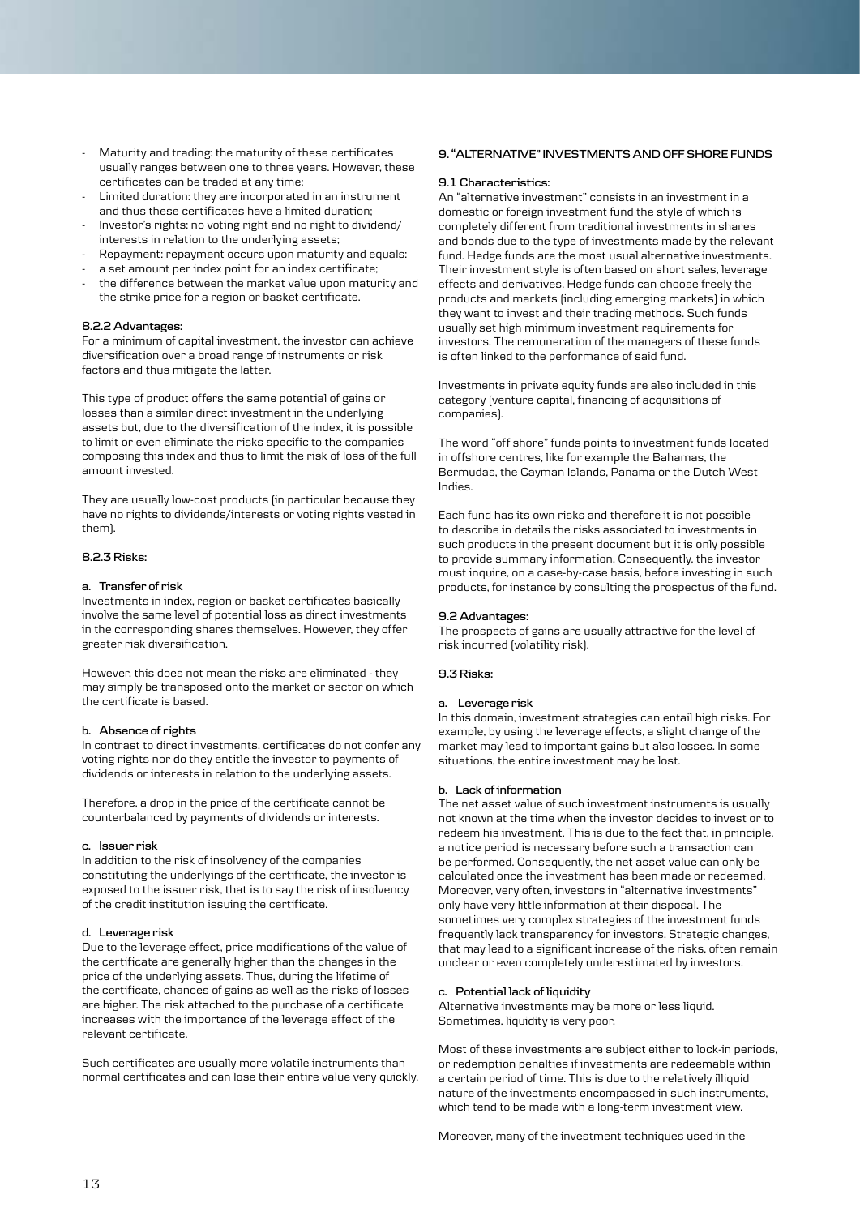- Maturity and trading: the maturity of these certificates usually ranges between one to three years. However, these certificates can be traded at any time;
- Limited duration: they are incorporated in an instrument and thus these certificates have a limited duration;
- Investor's rights: no voting right and no right to dividend/ interests in relation to the underlying assets;
- Repayment: repayment occurs upon maturity and equals:
- a set amount per index point for an index certificate;
- the difference between the market value upon maturity and the strike price for a region or basket certificate.

**8.2.2 Advantages:**

For a minimum of capital investment, the investor can achieve diversification over a broad range of instruments or risk factors and thus mitigate the latter.

This type of product offers the same potential of gains or losses than a similar direct investment in the underlying assets but, due to the diversification of the index, it is possible to limit or even eliminate the risks specific to the companies composing this index and thus to limit the risk of loss of the full amount invested.

They are usually low-cost products (in particular because they have no rights to dividends/interests or voting rights vested in them).

**8.2.3 Risks:**

**a. Transfer of risk**

Investments in index, region or basket certificates basically involve the same level of potential loss as direct investments in the corresponding shares themselves. However, they offer greater risk diversification.

However, this does not mean the risks are eliminated - they may simply be transposed onto the market or sector on which the certificate is based.

**b. Absence of rights**

In contrast to direct investments, certificates do not confer any voting rights nor do they entitle the investor to payments of dividends or interests in relation to the underlying assets.

Therefore, a drop in the price of the certificate cannot be counterbalanced by payments of dividends or interests.

**c. Issuer risk**

In addition to the risk of insolvency of the companies constituting the underlyings of the certificate, the investor is exposed to the issuer risk, that is to say the risk of insolvency of the credit institution issuing the certificate.

**d. Leverage risk**

Due to the leverage effect, price modifications of the value of the certificate are generally higher than the changes in the price of the underlying assets. Thus, during the lifetime of the certificate, chances of gains as well as the risks of losses are higher. The risk attached to the purchase of a certificate increases with the importance of the leverage effect of the relevant certificate.

Such certificates are usually more volatile instruments than normal certificates and can lose their entire value very quickly.

**9. "ALTERNATIVE" INVESTMENTS AND OFF SHORE FUNDS**

**9.1 Characteristics:**

An "alternative investment" consists in an investment in a domestic or foreign investment fund the style of which is completely different from traditional investments in shares and bonds due to the type of investments made by the relevant fund. Hedge funds are the most usual alternative investments. Their investment style is often based on short sales, leverage effects and derivatives. Hedge funds can choose freely the products and markets (including emerging markets) in which they want to invest and their trading methods. Such funds usually set high minimum investment requirements for investors. The remuneration of the managers of these funds is often linked to the performance of said fund.

Investments in private equity funds are also included in this category (venture capital, financing of acquisitions of companies).

The word "off shore" funds points to investment funds located in offshore centres, like for example the Bahamas, the Bermudas, the Cayman Islands, Panama or the Dutch West Indies.

Each fund has its own risks and therefore it is not possible to describe in details the risks associated to investments in such products in the present document but it is only possible to provide summary information. Consequently, the investor must inquire, on a case-by-case basis, before investing in such products, for instance by consulting the prospectus of the fund.

**9.2 Advantages:**

The prospects of gains are usually attractive for the level of risk incurred (volatility risk).

**9.3 Risks:**

**a. Leverage risk**

In this domain, investment strategies can entail high risks. For example, by using the leverage effects, a slight change of the market may lead to important gains but also losses. In some situations, the entire investment may be lost.

**b. Lack of information**

The net asset value of such investment instruments is usually not known at the time when the investor decides to invest or to redeem his investment. This is due to the fact that, in principle, a notice period is necessary before such a transaction can be performed. Consequently, the net asset value can only be calculated once the investment has been made or redeemed. Moreover, very often, investors in "alternative investments" only have very little information at their disposal. The sometimes very complex strategies of the investment funds frequently lack transparency for investors. Strategic changes, that may lead to a significant increase of the risks, often remain unclear or even completely underestimated by investors.

**c. Potential lack of liquidity**

Alternative investments may be more or less liquid. Sometimes, liquidity is very poor.

Most of these investments are subject either to lock-in periods, or redemption penalties if investments are redeemable within a certain period of time. This is due to the relatively illiquid nature of the investments encompassed in such instruments, which tend to be made with a long-term investment view.

Moreover, many of the investment techniques used in the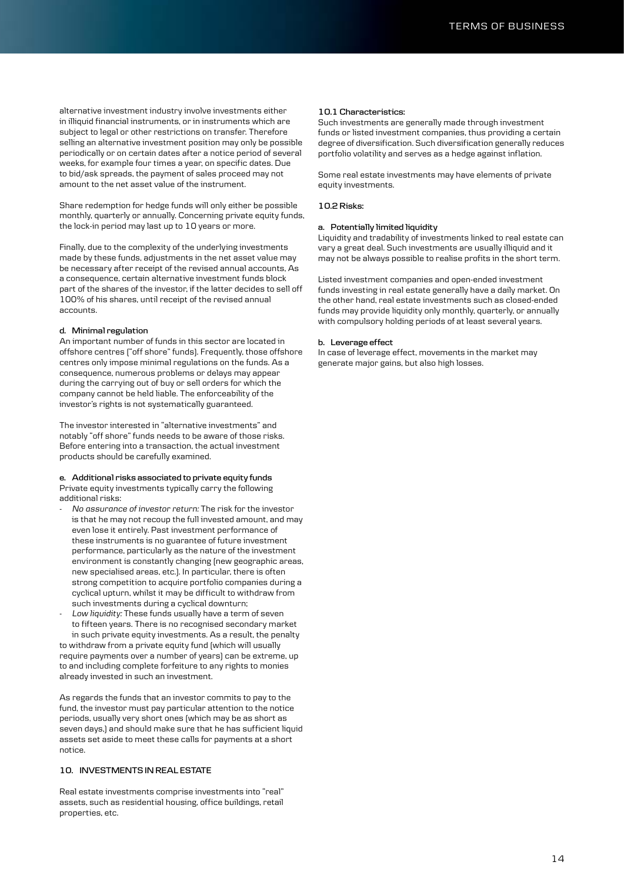alternative investment industry involve investments either in illiquid financial instruments, or in instruments which are subject to legal or other restrictions on transfer. Therefore selling an alternative investment position may only be possible periodically or on certain dates after a notice period of several weeks, for example four times a year, on specific dates. Due to bid/ask spreads, the payment of sales proceed may not amount to the net asset value of the instrument.

Share redemption for hedge funds will only either be possible monthly, quarterly or annually. Concerning private equity funds, the lock-in period may last up to 10 years or more.

Finally, due to the complexity of the underlying investments made by these funds, adjustments in the net asset value may be necessary after receipt of the revised annual accounts. As a consequence, certain alternative investment funds block part of the shares of the investor, if the latter decides to sell off 100% of his shares, until receipt of the revised annual accounts.

**d. Minimal regulation**

An important number of funds in this sector are located in offshore centres ("off shore" funds). Frequently, those offshore centres only impose minimal regulations on the funds. As a consequence, numerous problems or delays may appear during the carrying out of buy or sell orders for which the company cannot be held liable. The enforceability of the investor's rights is not systematically guaranteed.

The investor interested in "alternative investments" and notably "off shore" funds needs to be aware of those risks. Before entering into a transaction, the actual investment products should be carefully examined.

**e. Additional risks associated to private equity funds**

Private equity investments typically carry the following additional risks:

- *No assurance of investor return:* The risk for the investor is that he may not recoup the full invested amount, and may even lose it entirely. Past investment performance of these instruments is no guarantee of future investment performance, particularly as the nature of the investment environment is constantly changing (new geographic areas, new specialised areas, etc.). In particular, there is often strong competition to acquire portfolio companies during a cyclical upturn, whilst it may be difficult to withdraw from such investments during a cyclical downturn;
- *Low liquidity:* These funds usually have a term of seven to fifteen years. There is no recognised secondary market in such private equity investments. As a result, the penalty to withdraw from a private equity fund (which will usually require payments over a number of years) can be extreme, up to and including complete forfeiture to any rights to monies already invested in such an investment.

As regards the funds that an investor commits to pay to the fund, the investor must pay particular attention to the notice periods, usually very short ones (which may be as short as seven days,) and should make sure that he has sufficient liquid assets set aside to meet these calls for payments at a short notice.

## 10. INVESTMENTS IN REAL ESTATE

Real estate investments comprise investments into "real" assets, such as residential housing, office buildings, retail properties, etc.

### 10.1 Characteristics:

Such investments are generally made through investment funds or listed investment companies, thus providing a certain degree of diversification. Such diversification generally reduces portfolio volatility and serves as a hedge against inflation.

Some real estate investments may have elements of private equity investments.

### 10.2 Risks:

**a. Potentially limited liquidity**

Liquidity and tradability of investments linked to real estate can vary a great deal. Such investments are usually illiquid and it may not be always possible to realise profits in the short term.

Listed investment companies and open-ended investment funds investing in real estate generally have a daily market. On the other hand, real estate investments such as closed-ended funds may provide liquidity only monthly, quarterly, or annually with compulsory holding periods of at least several years.

**b. Leverage effect**

In case of leverage effect, movements in the market may generate major gains, but also high losses.